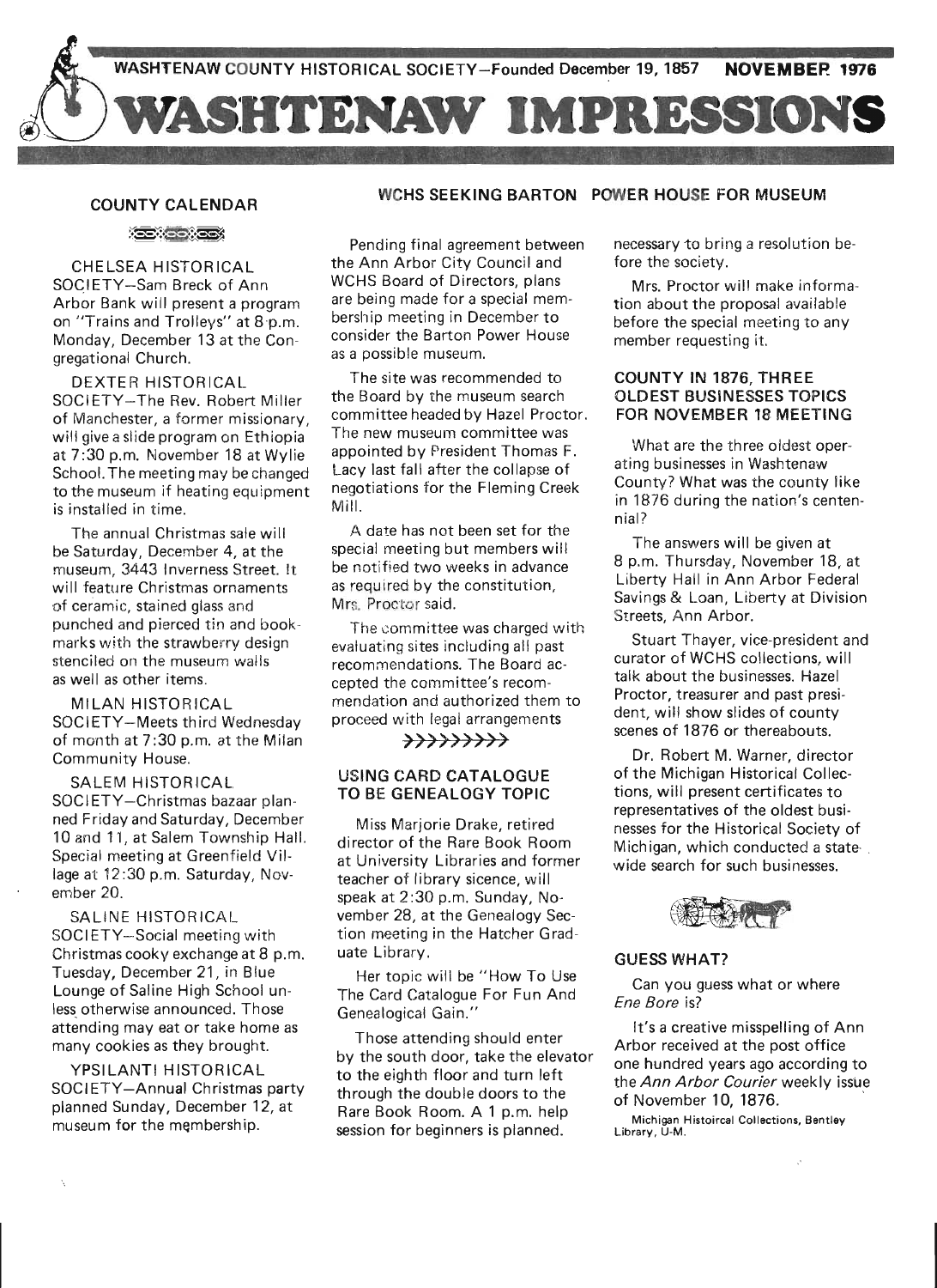WASHTENAW COUNTY HISTORICAL SOCIETY—Founded December 19, 1857 **NOVEMBER 1976**

# WASHTENAW IMPRESSIONS

## COUNTY CALENDAR

CHELSEA HISTORICAL SOCIETY—Sam Breck of Ann Arbor Bank will present a program on "Trains and Trolleys" at 8 p.m. Monday, December 13 at the Congregational Church.

DEXTER HISTORICAL SOCIETY—The Rev. Robert Miller of Manchester, a former missionary, will give a slide program on Ethiopia at 7:30 p.m. November 18 at Wylie School. The meeting may be changed to the museum if heating equipment is installed in time.

The annual Christmas sale will be Saturday, December 4, at the museum, 3443 Inverness Street. It will feature Christmas ornaments of ceramic, stained glass and punched and pierced tin and bookmarks with the strawberry design stenciled on the museum walls as well as other items.

MILAN HISTORICAL SOCIETY—Meets third Wednesday of month at 7:30 p.m. at the Milan Community House.

SALEM HISTORICAL SOCIETY—Christmas bazaar planned Friday and Saturday, December 10 and 11, at Salem Township Hall. Special meeting at Greenfield Village at 12:30 p.m. Saturday, November 20.

SALINE HISTORICAL SOCIETY—Social meeting with Christmas cooky exchange at 8 p.m. Tuesday, December 21, in Blue Lounge of Saline High School unless otherwise announced. Those attending may eat or take home as many cookies as they brought.

YPSILANTI HISTORICAL SOCIETY—Annual Christmas party planned Sunday, December 12, at museum for the membership.

## WCHS SEEKING BARTON POWER HOUSE FOR MUSEUM

Pending final agreement between the Ann Arbor City Council and WCHS Board of Directors, plans are being made for a special membership meeting in December to consider the Barton Power House as a possible museum.

The site was recommended to the Board by the museum search committee headed by Hazel Proctor. The new museum committee was appointed by President Thomas F. Lacy last fall after the collapse of negotiations for the Fleming Creek Mill.

A date has not been set for the special meeting but members will be notified two weeks in advance as required by the constitution, Mrs. Proctor said.

The committee was charged with evaluating sites including all past recommendations. The Board accepted the committee's recommendation and authorized them to proceed with legal arrangements necessary to bring a resolution before the society.

Mrs. Proctor will make information about the proposal available before the special meeting to any member requesting it.

## USING CARD CATALOGUE TO BE GENEALOGY TOPIC

Miss Marjorie Drake, retired director of the Rare Book Room at University Libraries and former teacher of library sicence, will speak at 2:30 p.m. Sunday, November 28, at the Genealogy Section meeting in the Hatcher Graduate Library.

Her topic will be "How To Use The Card Catalogue For Fun And Genealogical Gain."

Those attending should enter by the south door, take the elevator to the eighth floor and turn left through the double doors to the Rare Book Room. A 1 p.m. help session for beginners is planned.

## COUNTY IN 1876, THREE OLDEST BUSINESSES TOPICS FOR NOVEMBER 18 MEETING

What are the three oldest operating businesses in Washtenaw County? What was the county like in 1876 during the nation's centennial?

The answers will be given at 8 p.m. Thursday, November 18, at Liberty Hall in Ann Arbor Federal Savings & Loan, Liberty at Division Streets, Ann Arbor.

Stuart Thayer, vice-president and curator of WCHS collections, will talk about the businesses. Hazel Proctor, treasurer and past president, will show slides of county scenes of 1876 or thereabouts.

Dr. Robert M. Warner, director of the Michigan Historical Collections, will present certificates to representatives of the oldest businesses for the Historical Society of Michigan, which conducted a statewide search for such businesses.

## GUESS WHAT?

Can you guess what or where *Ene Bore* is?

It's a creative misspelling of Ann Arbor received at the post office one hundred years ago according to the *Ann Arbor Courier* weekly issue of November 10, 1876.

Michigan Histoircal Collections, Bentley Library, U-M.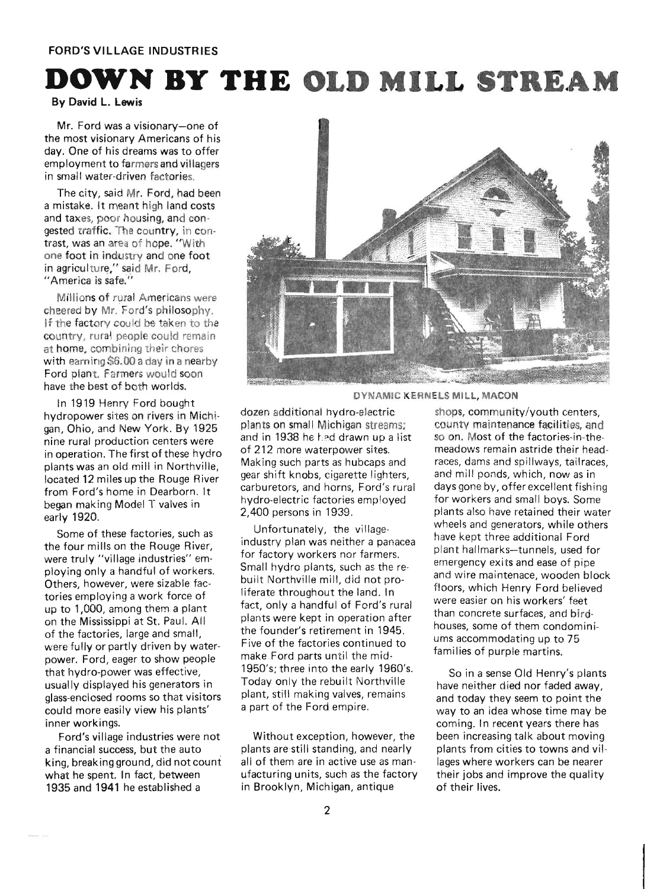FORD'S VILLAGE INDUSTRIES

# DOWN BY THE OLD MILL STREAM

**By David L. Lewis**

Mr. Ford was a visionary—one of the most visionary Americans of his day. One of his dreams was to offer employment to farmers and villagers in small water-driven factories.

The city, said Mr. Ford, had been a mistake. It meant high land costs and taxes, poor housing, and congested traffic. The country, in contrast, was an area of hope. "With one foot in industry and one foot in agriculture," said Mr. Ford, "America is safe."

Millions of rural Americans were cheered by Mr. Ford's philosophy. If the factory could be taken to the country, rural people could remain at home, combining their chores with earning $6.00 a day in a nearby Ford plant. Farmers would soon have the best of both worlds.

In 1919 Henry Ford bought hydropower sites on rivers in Michigan, Ohio, and New York. By 1925 nine rural production centers were in operation. The first of these hydro plants was an old mill in Northville, located 12 miles up the Rouge River from Ford's home in Dearborn. It began making Model T valves in early 1920.

Some of these factories, such as the four mills on the Rouge River, were truly "village industries" employing only a handful of workers. Others, however, were sizable factories employing a work force of up to 1,000, among them a plant on the Mississippi at St. Paul. All of the factories, large and small, were fully or partly driven by waterpower. Ford, eager to show people that hydro-power was effective, usually displayed his generators in glass-enclosed rooms so that visitors could more easily view his plants' inner workings.

Ford's village industries were not a financial success, but the auto king, breaking ground, did not count what he spent. In fact, between 1935 and 1941 he established a dozen additional hydro-electric plants on small Michigan streams; and in 1938 he had drawn up a list of 212 more waterpower sites. Making such parts as hubcaps and gear shift knobs, cigarette lighters, carburetors, and horns, Ford's rural hydro-electric factories employed 2,400 persons in 1939.

DYNAMIC KERNELS MILL, MACON

Unfortunately, the village-industry plan was neither a panacea for factory workers nor farmers. Small hydro plants, such as the rebuilt Northville mill, did not proliferate throughout the land. In fact, only a handful of Ford's rural plants were kept in operation after the founder's retirement in 1945. Five of the factories continued to make Ford parts until the mid-1950's; three into the early 1960's. Today only the rebuilt Northville plant, still making valves, remains a part of the Ford empire.

Without exception, however, the plants are still standing, and nearly all of them are in active use as manufacturing units, such as the factory in Brooklyn, Michigan, antique shops, community/youth centers, county maintenance facilities, and so on. Most of the factories-in-the-meadows remain astride their headraces, dams and spillways, tailraces, and mill ponds, which, now as in days gone by, offer excellent fishing for workers and small boys. Some plants also have retained their water wheels and generators, while others have kept three additional Ford plant hallmarks—tunnels, used for emergency exits and ease of pipe and wire maintenace, wooden block floors, which Henry Ford believed were easier on his workers' feet than concrete surfaces, and birdhouses, some of them condominiums accommodating up to 75 families of purple martins.

So in a sense Old Henry's plants have neither died nor faded away, and today they seem to point the way to an idea whose time may be coming. In recent years there has been increasing talk about moving plants from cities to towns and villages where workers can be nearer their jobs and improve the quality of their lives.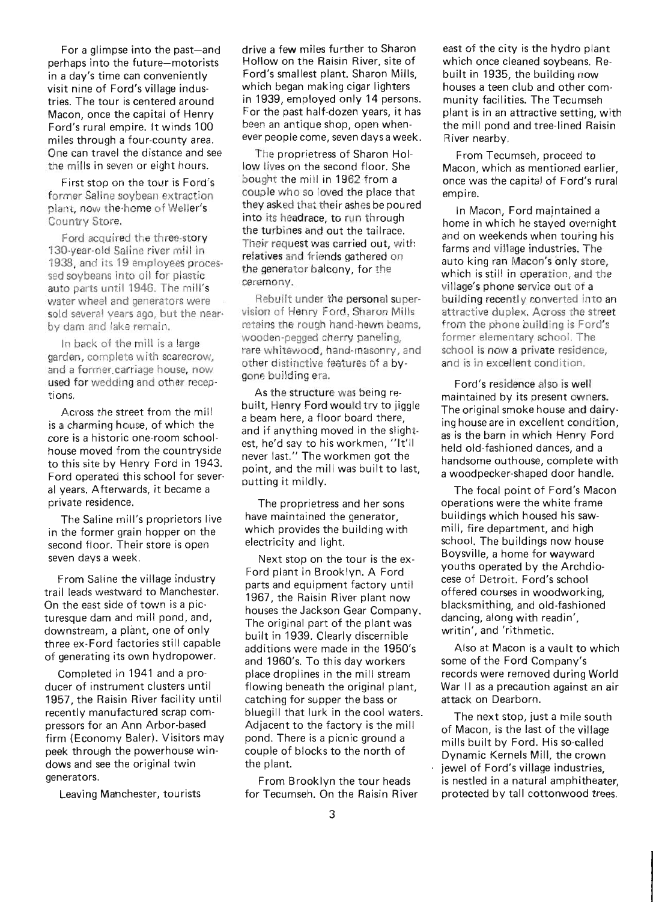For a glimpse into the past—and perhaps into the future—motorists in a day's time can conveniently visit nine of Ford's village industries. The tour is centered around Macon, once the capital of Henry Ford's rural empire. It winds 100 miles through a four-county area. One can travel the distance and see the mills in seven or eight hours.

First stop on the tour is Ford's former Saline soybean extraction plant, now the home of Weller's Country Store.

Ford acquired the three-story 130-year-old Saline river mill in 1938, and its 19 employees processed soybeans into oil for plastic auto parts until 1946. The mill's water wheel and generators were sold several years ago, but the nearby dam and lake remain.

In back of the mill is a large garden, complete with scarecrow, and a former carriage house, now used for wedding and other receptions.

Across the street from the mill is a charming house, of which the core is a historic one-room schoolhouse moved from the countryside to this site by Henry Ford in 1943. Ford operated this school for several years. Afterwards, it became a private residence.

The Saline mill's proprietors live in the former grain hopper on the second floor. Their store is open seven days a week.

From Saline the village industry trail leads westward to Manchester. On the east side of town is a picturesque dam and mill pond, and, downstream, a plant, one of only three ex-Ford factories still capable of generating its own hydropower.

Completed in 1941 and a producer of instrument clusters until 1957, the Raisin River facility until recently manufactured scrap compressors for an Ann Arbor-based firm (Economy Baler). Visitors may peek through the powerhouse windows and see the original twin generators.

Leaving Manchester, tourists drive a few miles further to Sharon Hollow on the Raisin River, site of Ford's smallest plant. Sharon Mills, which began making cigar lighters in 1939, employed only 14 persons. For the past half-dozen years, it has been an antique shop, open whenever people come, seven days a week.

The proprietress of Sharon Hollow lives on the second floor. She bought the mill in 1962 from a couple who so loved the place that they asked that their ashes be poured into its headrace, to run through the turbines and out the tailrace. Their request was carried out, with relatives and friends gathered on the generator balcony, for the ceremony.

Rebuilt under the personal supervision of Henry Ford, Sharon Mills retains the rough hand-hewn beams, wooden-pegged cherry paneling, rare whitewood, hand-masonry, and other distinctive features of a bygone building era.

As the structure was being rebuilt, Henry Ford would try to jiggle a beam here, a floor board there, and if anything moved in the slightest, he'd say to his workmen, "It'll never last." The workmen got the point, and the mill was built to last, putting it mildly.

The proprietress and her sons have maintained the generator, which provides the building with electricity and light.

Next stop on the tour is the ex-Ford plant in Brooklyn. A Ford parts and equipment factory until 1967, the Raisin River plant now houses the Jackson Gear Company. The original part of the plant was built in 1939. Clearly discernible additions were made in the 1950's and 1960's. To this day workers place droplines in the mill stream flowing beneath the original plant, catching for supper the bass or bluegill that lurk in the cool waters. Adjacent to the factory is the mill pond. There is a picnic ground a couple of blocks to the north of the plant.

From Brooklyn the tour heads for Tecumseh. On the Raisin River east of the city is the hydro plant which once cleaned soybeans. Rebuilt in 1935, the building now houses a teen club and other community facilities. The Tecumseh plant is in an attractive setting, with the mill pond and tree-lined Raisin River nearby.

From Tecumseh, proceed to Macon, which as mentioned earlier, once was the capital of Ford's rural empire.

In Macon, Ford maintained a home in which he stayed overnight and on weekends when touring his farms and village industries. The auto king ran Macon's only store, which is still in operation, and the village's phone service out of a building recently converted into an attractive duplex. Across the street from the phone building is Ford's former elementary school. The school is now a private residence, and is in excellent condition.

Ford's residence also is well maintained by its present owners. The original smoke house and dairying house are in excellent condition, as is the barn in which Henry Ford held old-fashioned dances, and a handsome outhouse, complete with a woodpecker-shaped door handle.

The focal point of Ford's Macon operations were the white frame buildings which housed his sawmill, fire department, and high school. The buildings now house Boysville, a home for wayward youths operated by the Archdiocese of Detroit. Ford's school offered courses in woodworking, blacksmithing, and old-fashioned dancing, along with readin', writin', and 'rithmetic.

Also at Macon is a vault to which some of the Ford Company's records were removed during World War II as a precaution against an air attack on Dearborn.

The next stop, just a mile south of Macon, is the last of the village mills built by Ford. His so-called Dynamic Kernels Mill, the crown jewel of Ford's village industries, is nestled in a natural amphitheater, protected by tall cottonwood trees.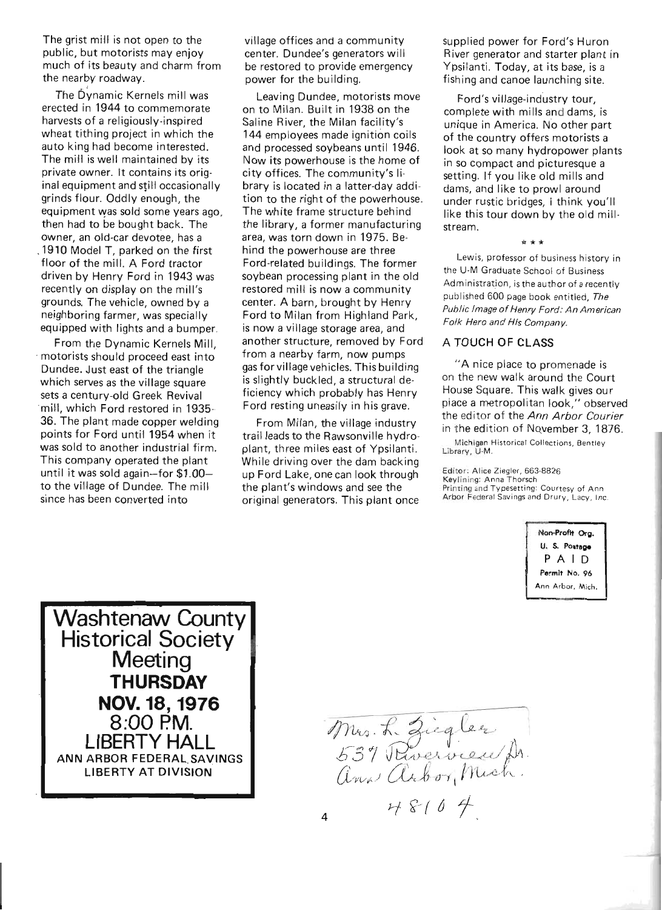The grist mill is not open to the public, but motorists may enjoy much of its beauty and charm from the nearby roadway.

The Dynamic Kernels mill was erected in 1944 to commemorate harvests of a religiously-inspired wheat tithing project in which the auto king had become interested. The mill is well maintained by its private owner. It contains its original equipment and still occasionally grinds flour. Oddly enough, the equipment was sold some years ago, then had to be bought back. The owner, an old-car devotee, has a 1910 Model T, parked on the first floor of the mill. A Ford tractor driven by Henry Ford in 1943 was recently on display on the mill's grounds. The vehicle, owned by a neighboring farmer, was specially equipped with lights and a bumper.

From the Dynamic Kernels Mill, motorists should proceed east into Dundee. Just east of the triangle which serves as the village square sets a century-old Greek Revival mill, which Ford restored in 1935-36. The plant made copper welding points for Ford until 1954 when it was sold to another industrial firm. This company operated the plant until it was sold again—for $1.00—to the village of Dundee. The mill since has been converted into village offices and a community center. Dundee's generators will be restored to provide emergency power for the building.

Leaving Dundee, motorists move on to Milan. Built in 1938 on the Saline River, the Milan facility's 144 employees made ignition coils and processed soybeans until 1946. Now its powerhouse is the home of city offices. The community's library is located in a latter-day addition to the right of the powerhouse. The white frame structure behind the library, a former manufacturing area, was torn down in 1975. Behind the powerhouse are three Ford-related buildings. The former soybean processing plant in the old restored mill is now a community center. A barn, brought by Henry Ford to Milan from Highland Park, is now a village storage area, and another structure, removed by Ford from a nearby farm, now pumps gas for village vehicles. This building is slightly buckled, a structural deficiency which probably has Henry Ford resting uneasily in his grave.

From Milan, the village industry trail leads to the Rawsonville hydroplant, three miles east of Ypsilanti. While driving over the dam backing up Ford Lake, one can look through the plant's windows and see the original generators. This plant once supplied power for Ford's Huron River generator and starter plant in Ypsilanti. Today, at its base, is a fishing and canoe launching site.

Ford's village-industry tour, complete with mills and dams, is unique in America. No other part of the country offers motorists a look at so many hydropower plants in so compact and picturesque a setting. If you like old mills and dams, and like to prowl around under rustic bridges, I think you'll like this tour down by the old millstream.

\* \* \*

Lewis, professor of business history in the U-M Graduate School of Business Administration, is the author of a recently published 600 page book entitled, *The Public Image of Henry Ford: An American Folk Hero and His Company.*

## A TOUCH OF CLASS

"A nice place to promenade is on the new walk around the Court House Square. This walk gives our place a metropolitan look," observed the editor of the *Ann Arbor Courier* in the edition of November 3, 1876.

Michigan Historical Collections, Bentley Library, U-M.

Editor: Alice Ziegler, 663-8826
Keylining: Anna Thorsch
Printing and Typesetting: Courtesy of Ann Arbor Federal Savings and Drury, Lacy, Inc.

Non-Profit Org.
U. S. Postage
PAID
Permit No. 96
Ann Arbor, Mich.

**Washtenaw County Historical Society Meeting**
**THURSDAY**
**NOV. 18, 1976**
**8:00 P.M.**
**LIBERTY HALL**
**ANN ARBOR FEDERAL SAVINGS**
**LIBERTY AT DIVISION**

Mrs. L. Ziegler
537 Riverview Dr.
Ann Arbor, Mich.
48104